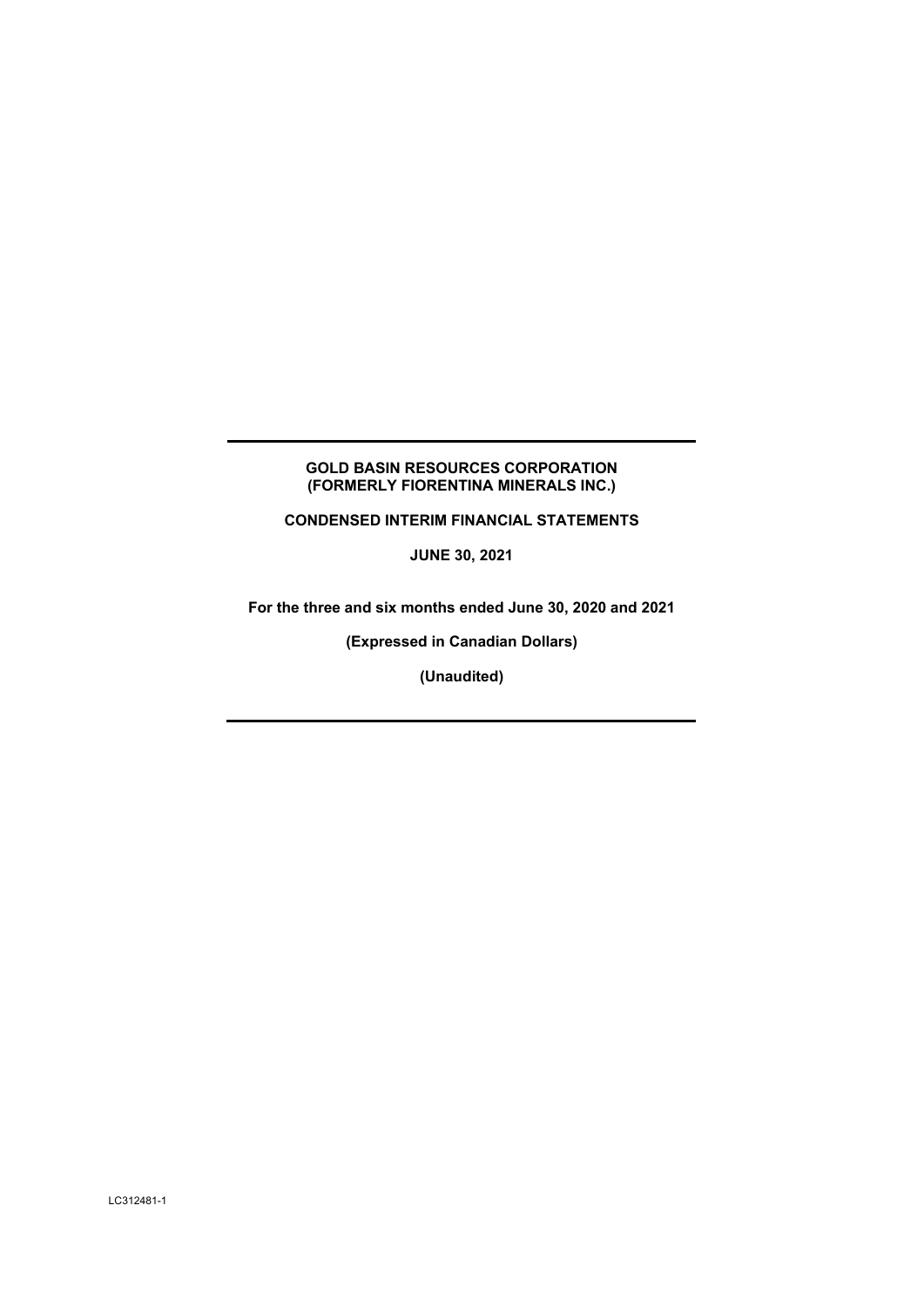# GOLD BASIN RESOURCES CORPORATION
# (FORMERLY FIORENTINA MINERALS INC.)

## CONDENSED INTERIM FINANCIAL STATEMENTS

**JUNE 30, 2021**

**For the three and six months ended June 30, 2020 and 2021**

**(Expressed in Canadian Dollars)**

**(Unaudited)**

LC312481-1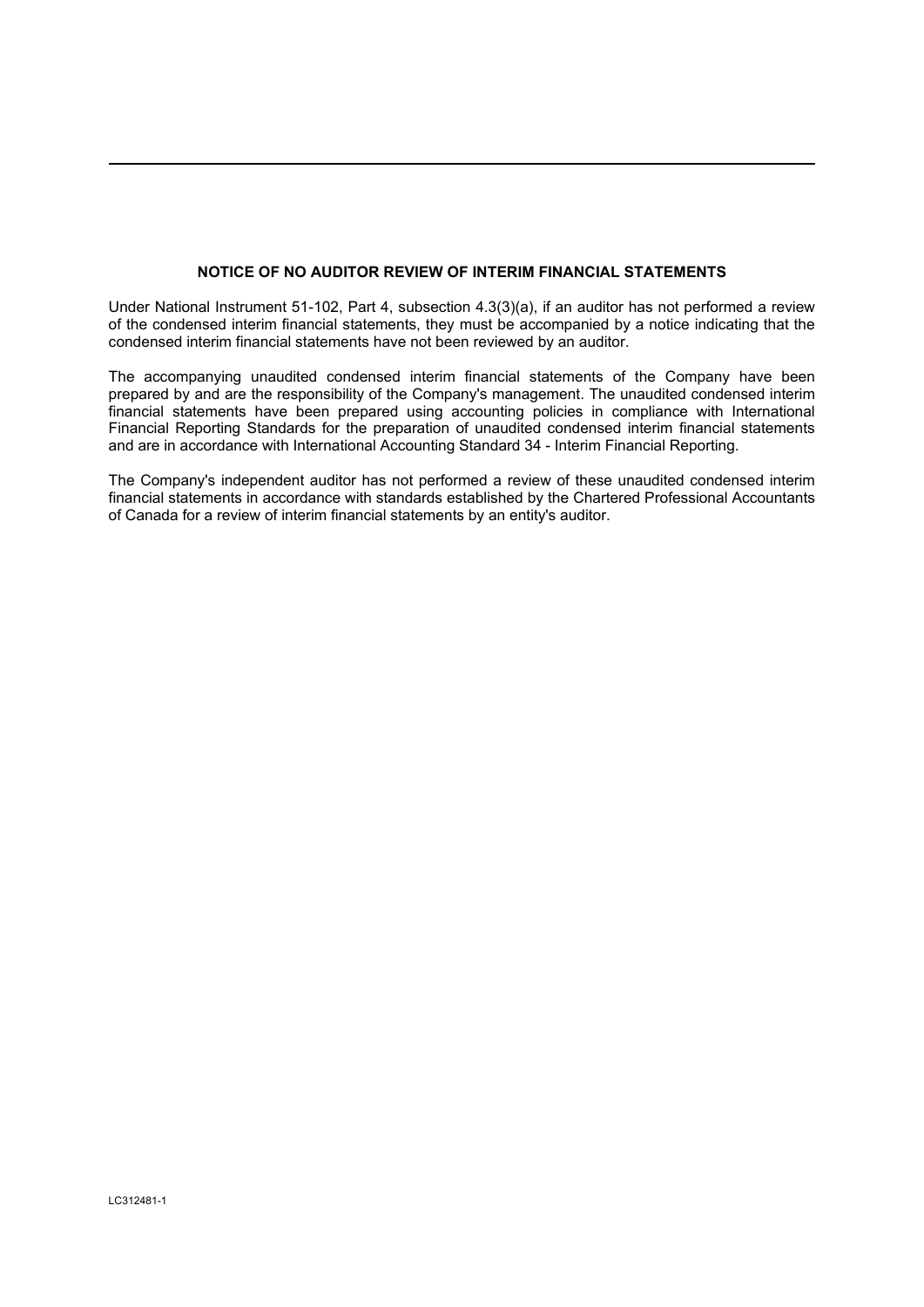## NOTICE OF NO AUDITOR REVIEW OF INTERIM FINANCIAL STATEMENTS

Under National Instrument 51-102, Part 4, subsection 4.3(3)(a), if an auditor has not performed a review of the condensed interim financial statements, they must be accompanied by a notice indicating that the condensed interim financial statements have not been reviewed by an auditor.

The accompanying unaudited condensed interim financial statements of the Company have been prepared by and are the responsibility of the Company's management. The unaudited condensed interim financial statements have been prepared using accounting policies in compliance with International Financial Reporting Standards for the preparation of unaudited condensed interim financial statements and are in accordance with International Accounting Standard 34 - Interim Financial Reporting.

The Company's independent auditor has not performed a review of these unaudited condensed interim financial statements in accordance with standards established by the Chartered Professional Accountants of Canada for a review of interim financial statements by an entity's auditor.

LC312481-1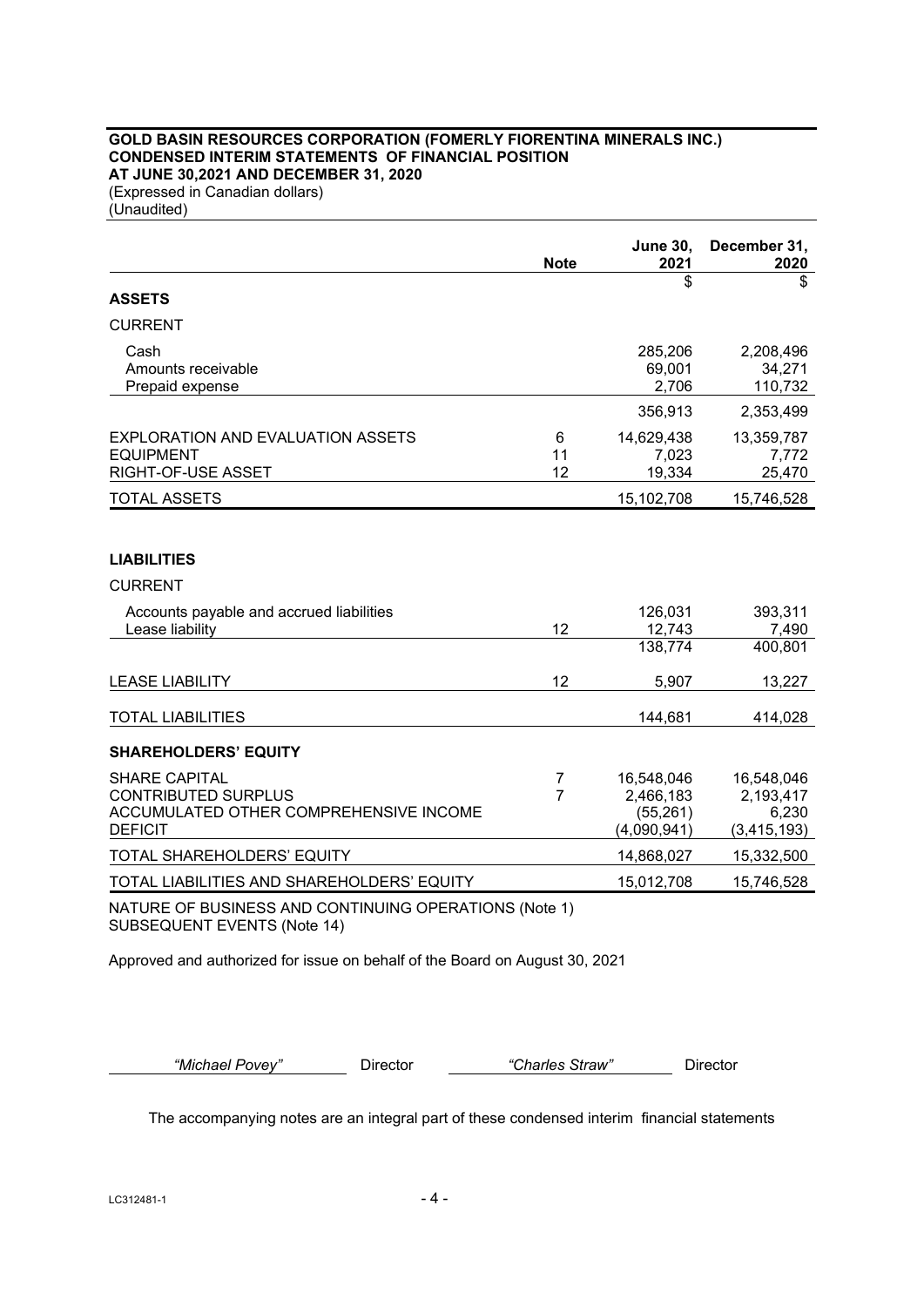**GOLD BASIN RESOURCES CORPORATION (FOMERLY FIORENTINA MINERALS INC.)**
**CONDENSED INTERIM STATEMENTS OF FINANCIAL POSITION**
**AT JUNE 30,2021 AND DECEMBER 31, 2020**
(Expressed in Canadian dollars)
(Unaudited)

| | Note | June 30, 2021 | December 31, 2020 |
|---|---|---|---|
| | | $ | $ |
| **ASSETS** | | | |
| CURRENT | | | |
| Cash | | 285,206 | 2,208,496 |
| Amounts receivable | | 69,001 | 34,271 |
| Prepaid expense | | 2,706 | 110,732 |
| | | 356,913 | 2,353,499 |
| EXPLORATION AND EVALUATION ASSETS | 6 | 14,629,438 | 13,359,787 |
| EQUIPMENT | 11 | 7,023 | 7,772 |
| RIGHT-OF-USE ASSET | 12 | 19,334 | 25,470 |
| TOTAL ASSETS | | 15,102,708 | 15,746,528 |
| | | | |
| **LIABILITIES** | | | |
| CURRENT | | | |
| Accounts payable and accrued liabilities | | 126,031 | 393,311 |
| Lease liability | 12 | 12,743 | 7,490 |
| | | 138,774 | 400,801 |
| LEASE LIABILITY | 12 | 5,907 | 13,227 |
| TOTAL LIABILITIES | | 144,681 | 414,028 |
| **SHAREHOLDERS' EQUITY** | | | |
| SHARE CAPITAL | 7 | 16,548,046 | 16,548,046 |
| CONTRIBUTED SURPLUS | 7 | 2,466,183 | 2,193,417 |
| ACCUMULATED OTHER COMPREHENSIVE INCOME | | (55,261) | 6,230 |
| DEFICIT | | (4,090,941) | (3,415,193) |
| TOTAL SHAREHOLDERS' EQUITY | | 14,868,027 | 15,332,500 |
| TOTAL LIABILITIES AND SHAREHOLDERS' EQUITY | | 15,012,708 | 15,746,528 |

NATURE OF BUSINESS AND CONTINUING OPERATIONS (Note 1)
SUBSEQUENT EVENTS (Note 14)

Approved and authorized for issue on behalf of the Board on August 30, 2021

*"Michael Povey"* Director *"Charles Straw"* Director

The accompanying notes are an integral part of these condensed interim financial statements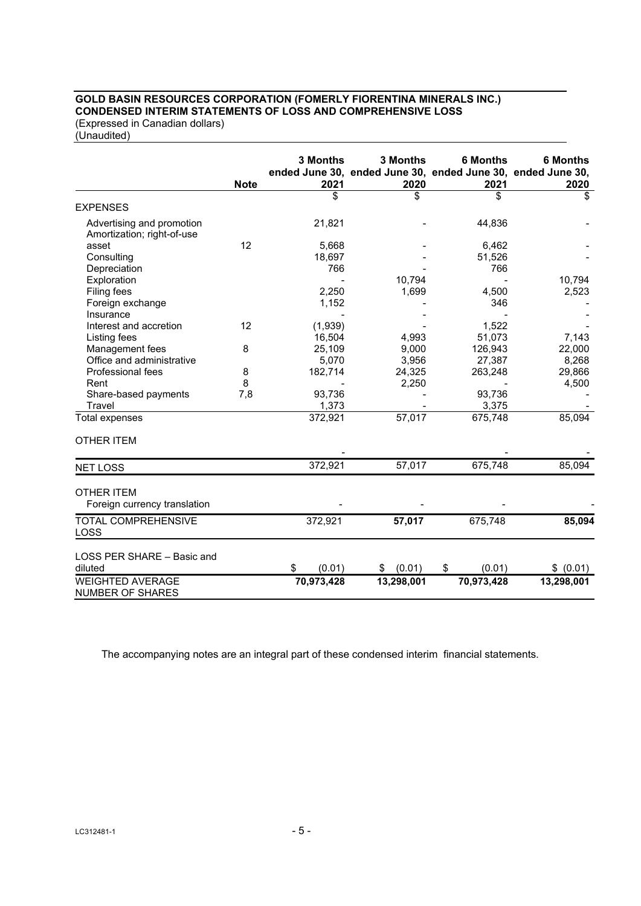**GOLD BASIN RESOURCES CORPORATION (FOMERLY FIORENTINA MINERALS INC.)**
**CONDENSED INTERIM STATEMENTS OF LOSS AND COMPREHENSIVE LOSS**
(Expressed in Canadian dollars)
(Unaudited)

| | Note | 3 Months ended June 30, 2021 | 3 Months ended June 30, 2020 | 6 Months ended June 30, 2021 | 6 Months ended June 30, 2020 |
|---|---|---|---|---|---|
| | | $ | $ | $ | $ |
| EXPENSES | | | | | |
| Advertising and promotion | | 21,821 | - | 44,836 | - |
| Amortization; right-of-use asset | 12 | 5,668 | - | 6,462 | - |
| Consulting | | 18,697 | - | 51,526 | - |
| Depreciation | | 766 | - | 766 | - |
| Exploration | | - | 10,794 | - | 10,794 |
| Filing fees | | 2,250 | 1,699 | 4,500 | 2,523 |
| Foreign exchange | | 1,152 | - | 346 | - |
| Insurance | | - | - | - | - |
| Interest and accretion | 12 | (1,939) | - | 1,522 | - |
| Listing fees | | 16,504 | 4,993 | 51,073 | 7,143 |
| Management fees | 8 | 25,109 | 9,000 | 126,943 | 22,000 |
| Office and administrative | | 5,070 | 3,956 | 27,387 | 8,268 |
| Professional fees | 8 | 182,714 | 24,325 | 263,248 | 29,866 |
| Rent | 8 | - | 2,250 | - | 4,500 |
| Share-based payments | 7,8 | 93,736 | - | 93,736 | - |
| Travel | | 1,373 | - | 3,375 | - |
| Total expenses | | 372,921 | 57,017 | 675,748 | 85,094 |
| OTHER ITEM | | | | | |
| | | - | | - | - |
| NET LOSS | | 372,921 | 57,017 | 675,748 | 85,094 |
| OTHER ITEM | | | | | |
| Foreign currency translation | | - | - | - | - |
| TOTAL COMPREHENSIVE LOSS | | 372,921 | **57,017** | 675,748 | **85,094** |
| LOSS PER SHARE – Basic and diluted | | $ (0.01) | $ (0.01) | $ (0.01) | $ (0.01) |
| WEIGHTED AVERAGE NUMBER OF SHARES | | **70,973,428** | **13,298,001** | **70,973,428** | **13,298,001** |

The accompanying notes are an integral part of these condensed interim financial statements.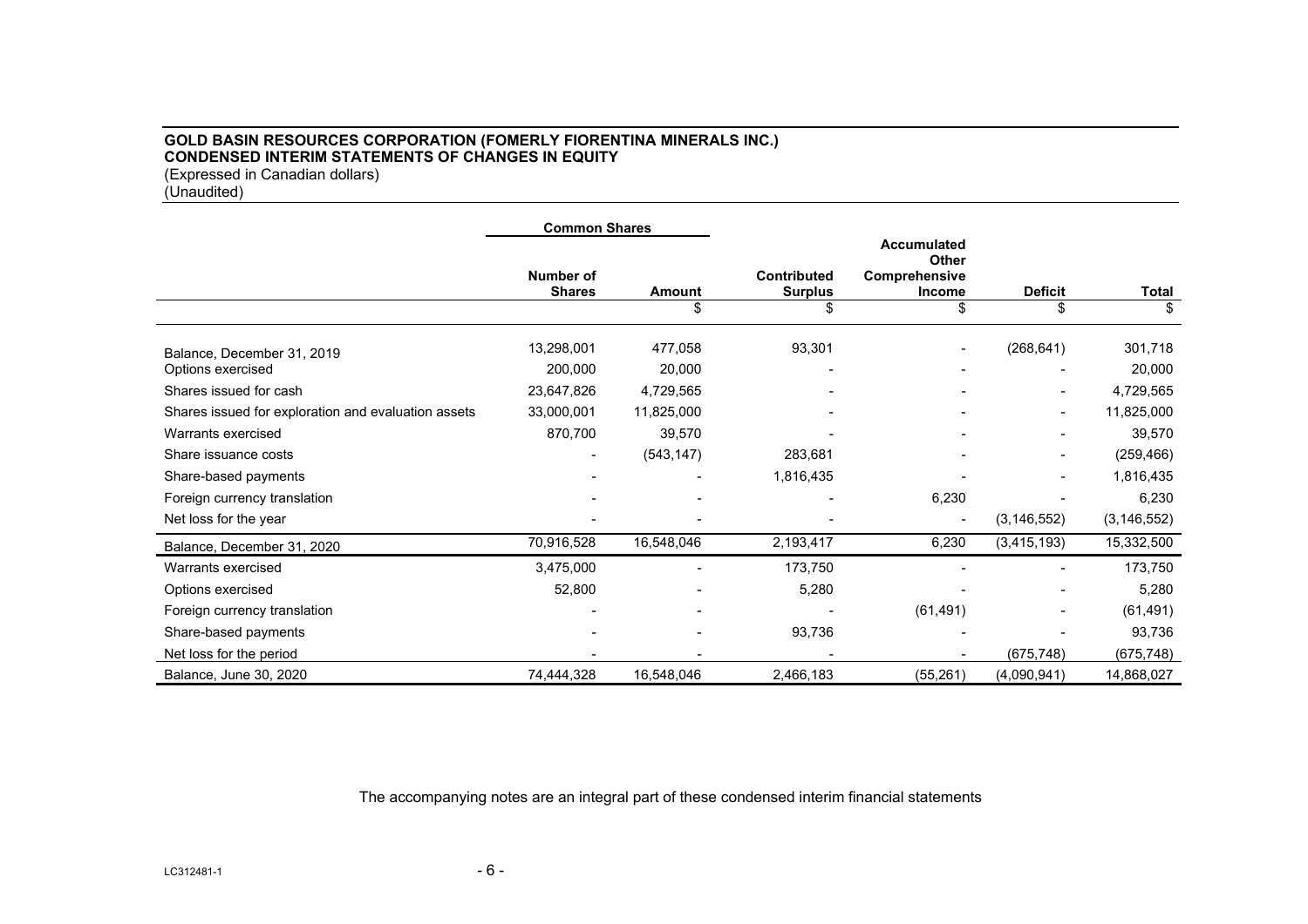**GOLD BASIN RESOURCES CORPORATION (FOMERLY FIORENTINA MINERALS INC.)**
**CONDENSED INTERIM STATEMENTS OF CHANGES IN EQUITY**
(Expressed in Canadian dollars)
(Unaudited)

| | Common Shares | | | | | |
|---|---|---|---|---|---|---|
| | Number of Shares | Amount | Contributed Surplus | Accumulated Other Comprehensive Income | Deficit | Total |
| | | $ | $ | $ | $ | $ |
| Balance, December 31, 2019 | 13,298,001 | 477,058 | 93,301 | - | (268,641) | 301,718 |
| Options exercised | 200,000 | 20,000 | - | - | - | 20,000 |
| Shares issued for cash | 23,647,826 | 4,729,565 | - | - | - | 4,729,565 |
| Shares issued for exploration and evaluation assets | 33,000,001 | 11,825,000 | - | - | - | 11,825,000 |
| Warrants exercised | 870,700 | 39,570 | - | - | - | 39,570 |
| Share issuance costs | - | (543,147) | 283,681 | - | - | (259,466) |
| Share-based payments | - | - | 1,816,435 | - | - | 1,816,435 |
| Foreign currency translation | - | - | - | 6,230 | - | 6,230 |
| Net loss for the year | - | - | - | - | (3,146,552) | (3,146,552) |
| Balance, December 31, 2020 | 70,916,528 | 16,548,046 | 2,193,417 | 6,230 | (3,415,193) | 15,332,500 |
| Warrants exercised | 3,475,000 | - | 173,750 | - | - | 173,750 |
| Options exercised | 52,800 | - | 5,280 | - | - | 5,280 |
| Foreign currency translation | - | - | - | (61,491) | - | (61,491) |
| Share-based payments | - | - | 93,736 | - | - | 93,736 |
| Net loss for the period | - | - | - | - | (675,748) | (675,748) |
| Balance, June 30, 2020 | 74,444,328 | 16,548,046 | 2,466,183 | (55,261) | (4,090,941) | 14,868,027 |

The accompanying notes are an integral part of these condensed interim financial statements

LC312481-1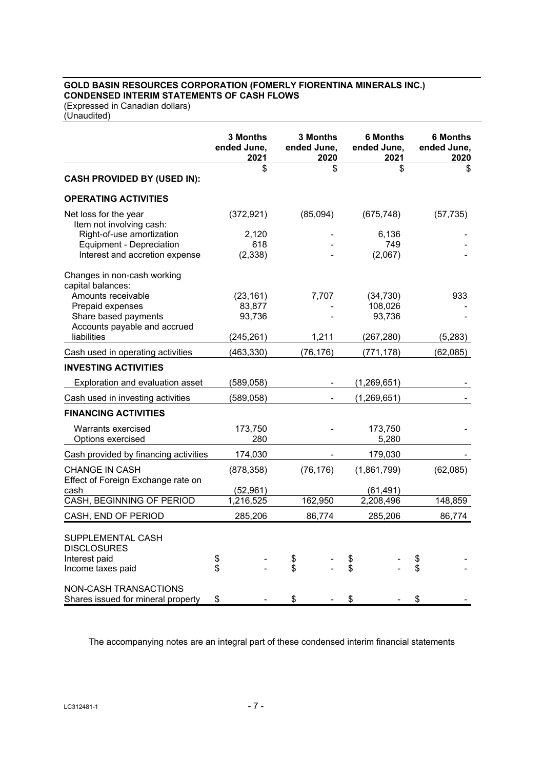**GOLD BASIN RESOURCES CORPORATION (FOMERLY FIORENTINA MINERALS INC.)**
**CONDENSED INTERIM STATEMENTS OF CASH FLOWS**
(Expressed in Canadian dollars)
(Unaudited)

| | 3 Months ended June, 2021 | 3 Months ended June, 2020 | 6 Months ended June, 2021 | 6 Months ended June, 2020 |
|---|---|---|---|---|
| | $ | $ | $ | $ |
| **CASH PROVIDED BY (USED IN):** | | | | |
| **OPERATING ACTIVITIES** | | | | |
| Net loss for the year | (372,921) | (85,094) | (675,748) | (57,735) |
| Item not involving cash: | | | | |
| Right-of-use amortization | 2,120 | - | 6,136 | - |
| Equipment - Depreciation | 618 | - | 749 | - |
| Interest and accretion expense | (2,338) | - | (2,067) | - |
| Changes in non-cash working capital balances: | | | | |
| Amounts receivable | (23,161) | 7,707 | (34,730) | 933 |
| Prepaid expenses | 83,877 | - | 108,026 | - |
| Share based payments | 93,736 | - | 93,736 | - |
| Accounts payable and accrued liabilities | (245,261) | 1,211 | (267,280) | (5,283) |
| Cash used in operating activities | (463,330) | (76,176) | (771,178) | (62,085) |
| **INVESTING ACTIVITIES** | | | | |
| Exploration and evaluation asset | (589,058) | - | (1,269,651) | - |
| Cash used in investing activities | (589,058) | - | (1,269,651) | - |
| **FINANCING ACTIVITIES** | | | | |
| Warrants exercised | 173,750 | - | 173,750 | - |
| Options exercised | 280 | | 5,280 | |
| Cash provided by financing activities | 174,030 | - | 179,030 | - |
| CHANGE IN CASH | (878,358) | (76,176) | (1,861,799) | (62,085) |
| Effect of Foreign Exchange rate on cash | (52,961) | | (61,491) | |
| CASH, BEGINNING OF PERIOD | 1,216,525 | 162,950 | 2,208,496 | 148,859 |
| CASH, END OF PERIOD | 285,206 | 86,774 | 285,206 | 86,774 |
| SUPPLEMENTAL CASH DISCLOSURES | | | | |
| Interest paid | $ - | $ - | $ - | $ - |
| Income taxes paid | $ - | $ - | $ - | $ - |
| NON-CASH TRANSACTIONS | | | | |
| Shares issued for mineral property | $ - | $ - | $ - | $ - |

The accompanying notes are an integral part of these condensed interim financial statements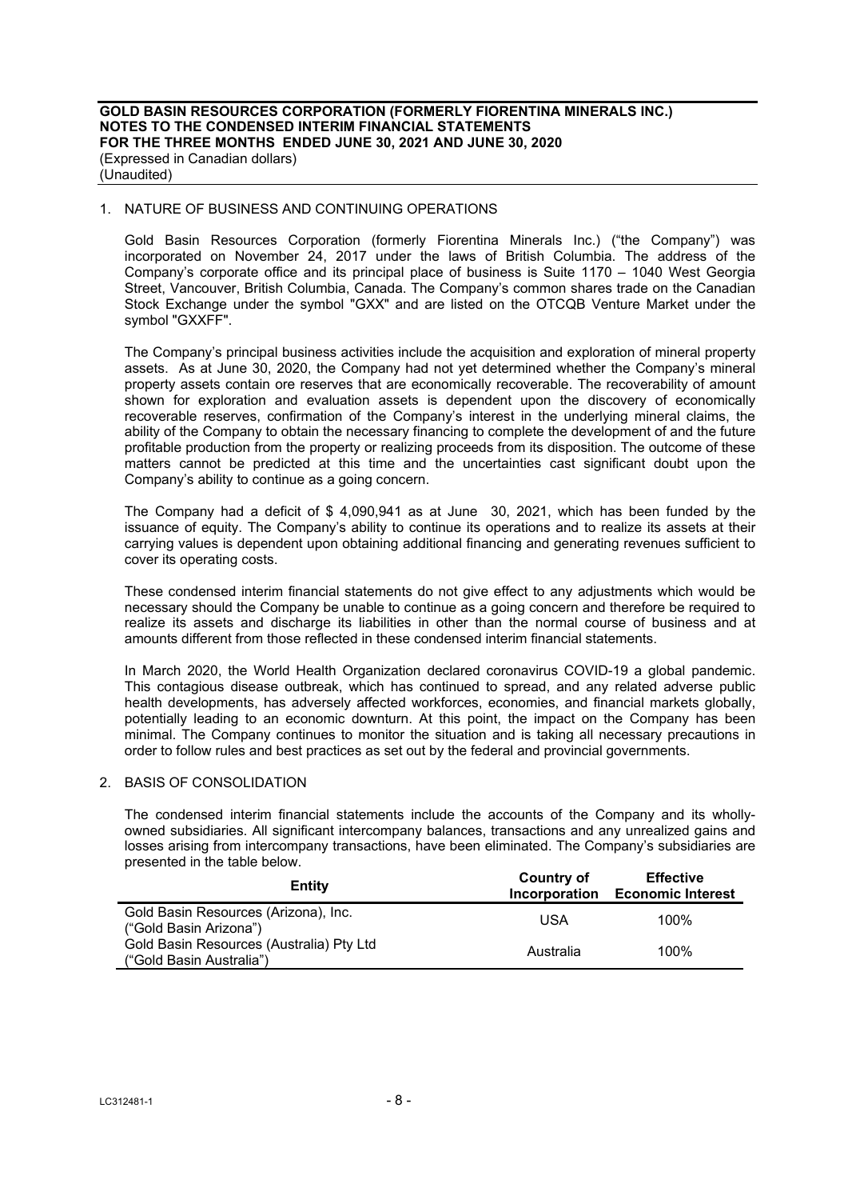## 1. NATURE OF BUSINESS AND CONTINUING OPERATIONS

Gold Basin Resources Corporation (formerly Fiorentina Minerals Inc.) ("the Company") was incorporated on November 24, 2017 under the laws of British Columbia. The address of the Company's corporate office and its principal place of business is Suite 1170 – 1040 West Georgia Street, Vancouver, British Columbia, Canada. The Company's common shares trade on the Canadian Stock Exchange under the symbol "GXX" and are listed on the OTCQB Venture Market under the symbol "GXXFF".

The Company's principal business activities include the acquisition and exploration of mineral property assets. As at June 30, 2020, the Company had not yet determined whether the Company's mineral property assets contain ore reserves that are economically recoverable. The recoverability of amount shown for exploration and evaluation assets is dependent upon the discovery of economically recoverable reserves, confirmation of the Company's interest in the underlying mineral claims, the ability of the Company to obtain the necessary financing to complete the development of and the future profitable production from the property or realizing proceeds from its disposition. The outcome of these matters cannot be predicted at this time and the uncertainties cast significant doubt upon the Company's ability to continue as a going concern.

The Company had a deficit of $ 4,090,941 as at June 30, 2021, which has been funded by the issuance of equity. The Company's ability to continue its operations and to realize its assets at their carrying values is dependent upon obtaining additional financing and generating revenues sufficient to cover its operating costs.

These condensed interim financial statements do not give effect to any adjustments which would be necessary should the Company be unable to continue as a going concern and therefore be required to realize its assets and discharge its liabilities in other than the normal course of business and at amounts different from those reflected in these condensed interim financial statements.

In March 2020, the World Health Organization declared coronavirus COVID-19 a global pandemic. This contagious disease outbreak, which has continued to spread, and any related adverse public health developments, has adversely affected workforces, economies, and financial markets globally, potentially leading to an economic downturn. At this point, the impact on the Company has been minimal. The Company continues to monitor the situation and is taking all necessary precautions in order to follow rules and best practices as set out by the federal and provincial governments.

## 2. BASIS OF CONSOLIDATION

The condensed interim financial statements include the accounts of the Company and its wholly-owned subsidiaries. All significant intercompany balances, transactions and any unrealized gains and losses arising from intercompany transactions, have been eliminated. The Company's subsidiaries are presented in the table below.

| Entity | Country of Incorporation | Effective Economic Interest |
|---|---|---|
| Gold Basin Resources (Arizona), Inc. ("Gold Basin Arizona") | USA | 100% |
| Gold Basin Resources (Australia) Pty Ltd ("Gold Basin Australia") | Australia | 100% |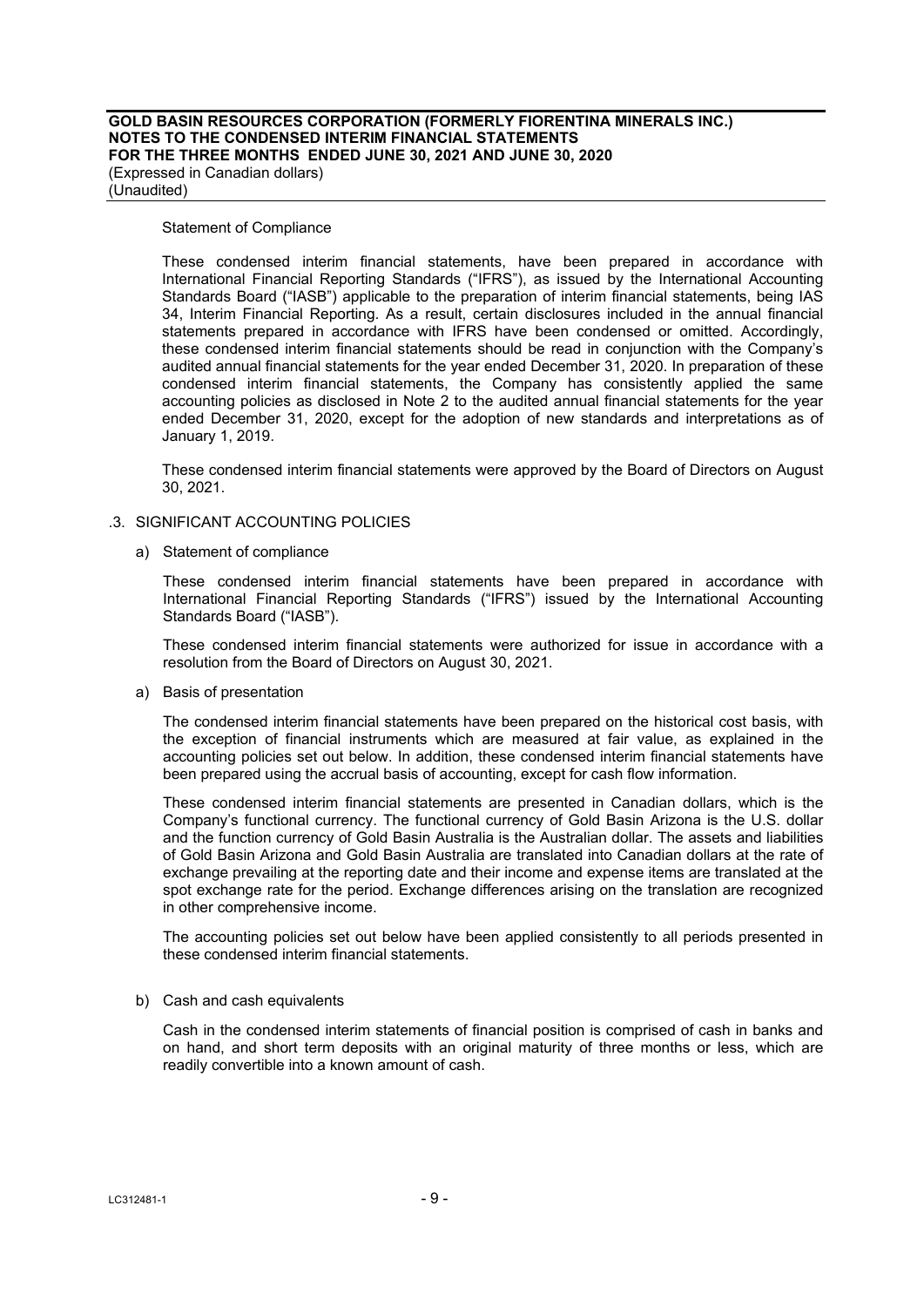Statement of Compliance

These condensed interim financial statements, have been prepared in accordance with International Financial Reporting Standards ("IFRS"), as issued by the International Accounting Standards Board ("IASB") applicable to the preparation of interim financial statements, being IAS 34, Interim Financial Reporting. As a result, certain disclosures included in the annual financial statements prepared in accordance with IFRS have been condensed or omitted. Accordingly, these condensed interim financial statements should be read in conjunction with the Company's audited annual financial statements for the year ended December 31, 2020. In preparation of these condensed interim financial statements, the Company has consistently applied the same accounting policies as disclosed in Note 2 to the audited annual financial statements for the year ended December 31, 2020, except for the adoption of new standards and interpretations as of January 1, 2019.

These condensed interim financial statements were approved by the Board of Directors on August 30, 2021.

## .3. SIGNIFICANT ACCOUNTING POLICIES

a) Statement of compliance

These condensed interim financial statements have been prepared in accordance with International Financial Reporting Standards ("IFRS") issued by the International Accounting Standards Board ("IASB").

These condensed interim financial statements were authorized for issue in accordance with a resolution from the Board of Directors on August 30, 2021.

a) Basis of presentation

The condensed interim financial statements have been prepared on the historical cost basis, with the exception of financial instruments which are measured at fair value, as explained in the accounting policies set out below. In addition, these condensed interim financial statements have been prepared using the accrual basis of accounting, except for cash flow information.

These condensed interim financial statements are presented in Canadian dollars, which is the Company's functional currency. The functional currency of Gold Basin Arizona is the U.S. dollar and the function currency of Gold Basin Australia is the Australian dollar. The assets and liabilities of Gold Basin Arizona and Gold Basin Australia are translated into Canadian dollars at the rate of exchange prevailing at the reporting date and their income and expense items are translated at the spot exchange rate for the period. Exchange differences arising on the translation are recognized in other comprehensive income.

The accounting policies set out below have been applied consistently to all periods presented in these condensed interim financial statements.

b) Cash and cash equivalents

Cash in the condensed interim statements of financial position is comprised of cash in banks and on hand, and short term deposits with an original maturity of three months or less, which are readily convertible into a known amount of cash.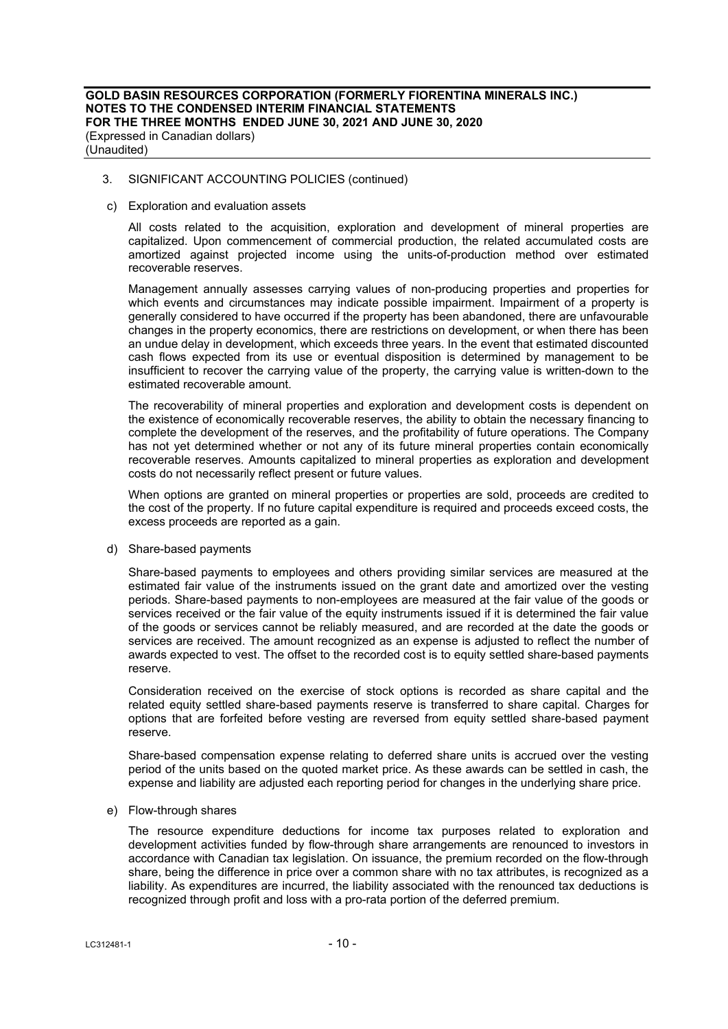3. SIGNIFICANT ACCOUNTING POLICIES (continued)

c) Exploration and evaluation assets

All costs related to the acquisition, exploration and development of mineral properties are capitalized. Upon commencement of commercial production, the related accumulated costs are amortized against projected income using the units-of-production method over estimated recoverable reserves.

Management annually assesses carrying values of non-producing properties and properties for which events and circumstances may indicate possible impairment. Impairment of a property is generally considered to have occurred if the property has been abandoned, there are unfavourable changes in the property economics, there are restrictions on development, or when there has been an undue delay in development, which exceeds three years. In the event that estimated discounted cash flows expected from its use or eventual disposition is determined by management to be insufficient to recover the carrying value of the property, the carrying value is written-down to the estimated recoverable amount.

The recoverability of mineral properties and exploration and development costs is dependent on the existence of economically recoverable reserves, the ability to obtain the necessary financing to complete the development of the reserves, and the profitability of future operations. The Company has not yet determined whether or not any of its future mineral properties contain economically recoverable reserves. Amounts capitalized to mineral properties as exploration and development costs do not necessarily reflect present or future values.

When options are granted on mineral properties or properties are sold, proceeds are credited to the cost of the property. If no future capital expenditure is required and proceeds exceed costs, the excess proceeds are reported as a gain.

d) Share-based payments

Share-based payments to employees and others providing similar services are measured at the estimated fair value of the instruments issued on the grant date and amortized over the vesting periods. Share-based payments to non-employees are measured at the fair value of the goods or services received or the fair value of the equity instruments issued if it is determined the fair value of the goods or services cannot be reliably measured, and are recorded at the date the goods or services are received. The amount recognized as an expense is adjusted to reflect the number of awards expected to vest. The offset to the recorded cost is to equity settled share-based payments reserve.

Consideration received on the exercise of stock options is recorded as share capital and the related equity settled share-based payments reserve is transferred to share capital. Charges for options that are forfeited before vesting are reversed from equity settled share-based payment reserve.

Share-based compensation expense relating to deferred share units is accrued over the vesting period of the units based on the quoted market price. As these awards can be settled in cash, the expense and liability are adjusted each reporting period for changes in the underlying share price.

e) Flow-through shares

The resource expenditure deductions for income tax purposes related to exploration and development activities funded by flow-through share arrangements are renounced to investors in accordance with Canadian tax legislation. On issuance, the premium recorded on the flow-through share, being the difference in price over a common share with no tax attributes, is recognized as a liability. As expenditures are incurred, the liability associated with the renounced tax deductions is recognized through profit and loss with a pro-rata portion of the deferred premium.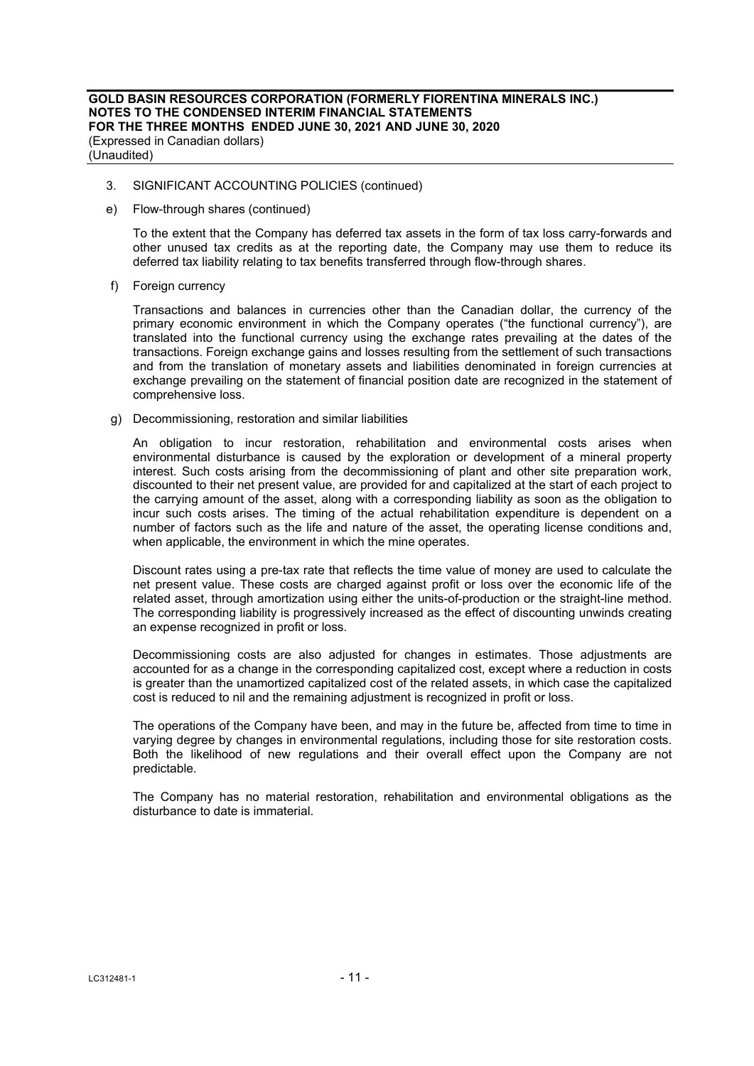3. SIGNIFICANT ACCOUNTING POLICIES (continued)

e) Flow-through shares (continued)

To the extent that the Company has deferred tax assets in the form of tax loss carry-forwards and other unused tax credits as at the reporting date, the Company may use them to reduce its deferred tax liability relating to tax benefits transferred through flow-through shares.

f) Foreign currency

Transactions and balances in currencies other than the Canadian dollar, the currency of the primary economic environment in which the Company operates ("the functional currency"), are translated into the functional currency using the exchange rates prevailing at the dates of the transactions. Foreign exchange gains and losses resulting from the settlement of such transactions and from the translation of monetary assets and liabilities denominated in foreign currencies at exchange prevailing on the statement of financial position date are recognized in the statement of comprehensive loss.

g) Decommissioning, restoration and similar liabilities

An obligation to incur restoration, rehabilitation and environmental costs arises when environmental disturbance is caused by the exploration or development of a mineral property interest. Such costs arising from the decommissioning of plant and other site preparation work, discounted to their net present value, are provided for and capitalized at the start of each project to the carrying amount of the asset, along with a corresponding liability as soon as the obligation to incur such costs arises. The timing of the actual rehabilitation expenditure is dependent on a number of factors such as the life and nature of the asset, the operating license conditions and, when applicable, the environment in which the mine operates.

Discount rates using a pre-tax rate that reflects the time value of money are used to calculate the net present value. These costs are charged against profit or loss over the economic life of the related asset, through amortization using either the units-of-production or the straight-line method. The corresponding liability is progressively increased as the effect of discounting unwinds creating an expense recognized in profit or loss.

Decommissioning costs are also adjusted for changes in estimates. Those adjustments are accounted for as a change in the corresponding capitalized cost, except where a reduction in costs is greater than the unamortized capitalized cost of the related assets, in which case the capitalized cost is reduced to nil and the remaining adjustment is recognized in profit or loss.

The operations of the Company have been, and may in the future be, affected from time to time in varying degree by changes in environmental regulations, including those for site restoration costs. Both the likelihood of new regulations and their overall effect upon the Company are not predictable.

The Company has no material restoration, rehabilitation and environmental obligations as the disturbance to date is immaterial.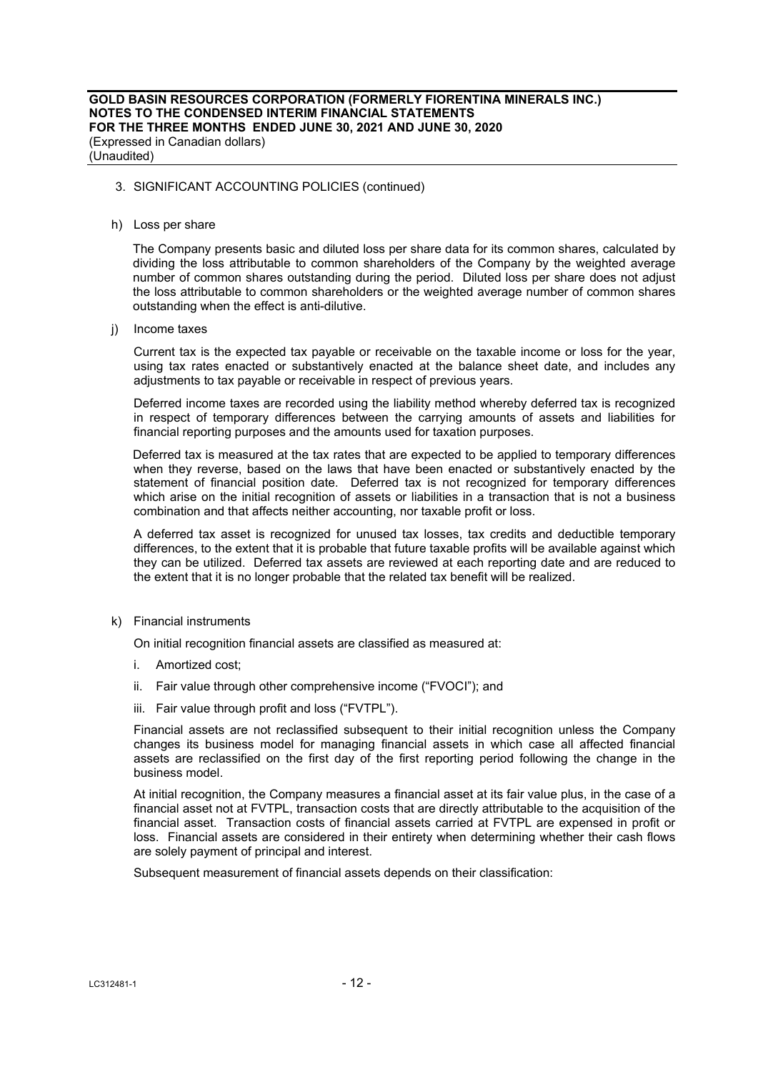3. SIGNIFICANT ACCOUNTING POLICIES (continued)

h) Loss per share

The Company presents basic and diluted loss per share data for its common shares, calculated by dividing the loss attributable to common shareholders of the Company by the weighted average number of common shares outstanding during the period. Diluted loss per share does not adjust the loss attributable to common shareholders or the weighted average number of common shares outstanding when the effect is anti-dilutive.

j) Income taxes

Current tax is the expected tax payable or receivable on the taxable income or loss for the year, using tax rates enacted or substantively enacted at the balance sheet date, and includes any adjustments to tax payable or receivable in respect of previous years.

Deferred income taxes are recorded using the liability method whereby deferred tax is recognized in respect of temporary differences between the carrying amounts of assets and liabilities for financial reporting purposes and the amounts used for taxation purposes.

Deferred tax is measured at the tax rates that are expected to be applied to temporary differences when they reverse, based on the laws that have been enacted or substantively enacted by the statement of financial position date. Deferred tax is not recognized for temporary differences which arise on the initial recognition of assets or liabilities in a transaction that is not a business combination and that affects neither accounting, nor taxable profit or loss.

A deferred tax asset is recognized for unused tax losses, tax credits and deductible temporary differences, to the extent that it is probable that future taxable profits will be available against which they can be utilized. Deferred tax assets are reviewed at each reporting date and are reduced to the extent that it is no longer probable that the related tax benefit will be realized.

k) Financial instruments

On initial recognition financial assets are classified as measured at:

i. Amortized cost;

ii. Fair value through other comprehensive income ("FVOCI"); and

iii. Fair value through profit and loss ("FVTPL").

Financial assets are not reclassified subsequent to their initial recognition unless the Company changes its business model for managing financial assets in which case all affected financial assets are reclassified on the first day of the first reporting period following the change in the business model.

At initial recognition, the Company measures a financial asset at its fair value plus, in the case of a financial asset not at FVTPL, transaction costs that are directly attributable to the acquisition of the financial asset. Transaction costs of financial assets carried at FVTPL are expensed in profit or loss. Financial assets are considered in their entirety when determining whether their cash flows are solely payment of principal and interest.

Subsequent measurement of financial assets depends on their classification: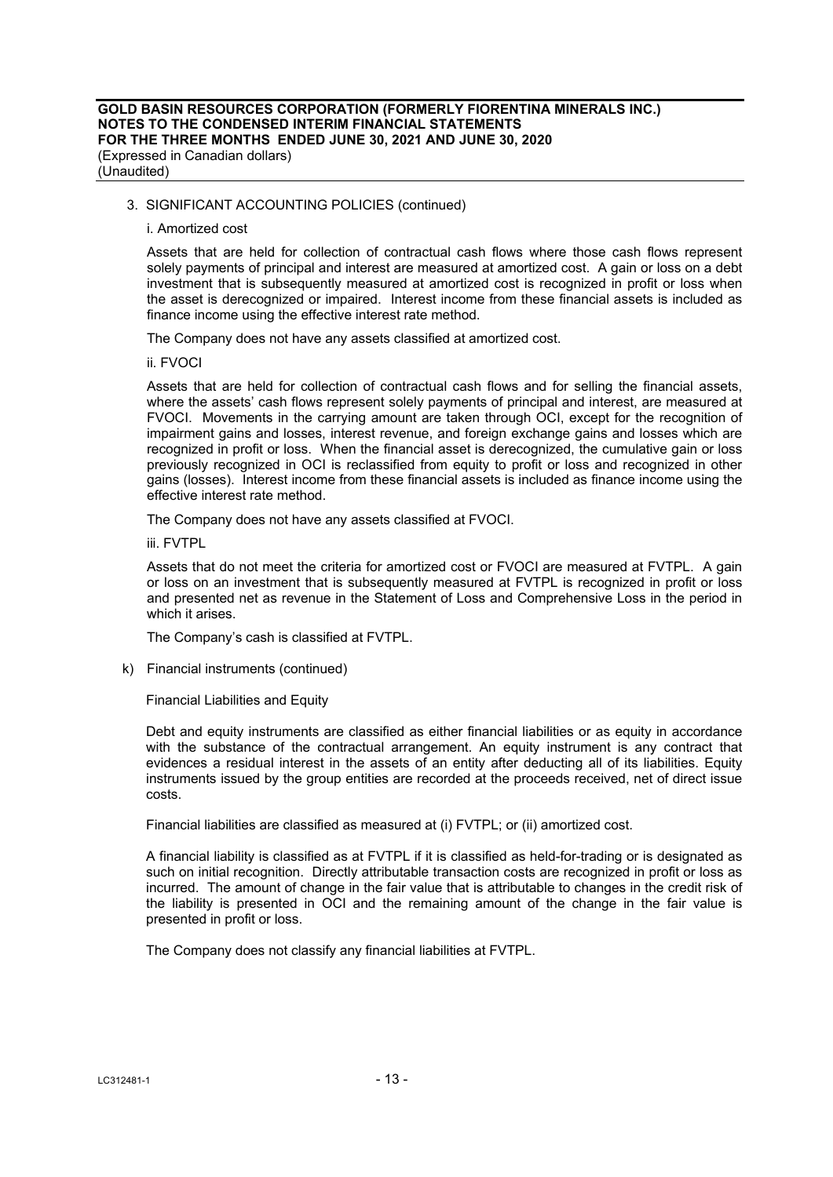3. SIGNIFICANT ACCOUNTING POLICIES (continued)

i. Amortized cost

Assets that are held for collection of contractual cash flows where those cash flows represent solely payments of principal and interest are measured at amortized cost. A gain or loss on a debt investment that is subsequently measured at amortized cost is recognized in profit or loss when the asset is derecognized or impaired. Interest income from these financial assets is included as finance income using the effective interest rate method.

The Company does not have any assets classified at amortized cost.

ii. FVOCI

Assets that are held for collection of contractual cash flows and for selling the financial assets, where the assets' cash flows represent solely payments of principal and interest, are measured at FVOCI. Movements in the carrying amount are taken through OCI, except for the recognition of impairment gains and losses, interest revenue, and foreign exchange gains and losses which are recognized in profit or loss. When the financial asset is derecognized, the cumulative gain or loss previously recognized in OCI is reclassified from equity to profit or loss and recognized in other gains (losses). Interest income from these financial assets is included as finance income using the effective interest rate method.

The Company does not have any assets classified at FVOCI.

iii. FVTPL

Assets that do not meet the criteria for amortized cost or FVOCI are measured at FVTPL. A gain or loss on an investment that is subsequently measured at FVTPL is recognized in profit or loss and presented net as revenue in the Statement of Loss and Comprehensive Loss in the period in which it arises.

The Company's cash is classified at FVTPL.

k) Financial instruments (continued)

Financial Liabilities and Equity

Debt and equity instruments are classified as either financial liabilities or as equity in accordance with the substance of the contractual arrangement. An equity instrument is any contract that evidences a residual interest in the assets of an entity after deducting all of its liabilities. Equity instruments issued by the group entities are recorded at the proceeds received, net of direct issue costs.

Financial liabilities are classified as measured at (i) FVTPL; or (ii) amortized cost.

A financial liability is classified as at FVTPL if it is classified as held-for-trading or is designated as such on initial recognition. Directly attributable transaction costs are recognized in profit or loss as incurred. The amount of change in the fair value that is attributable to changes in the credit risk of the liability is presented in OCI and the remaining amount of the change in the fair value is presented in profit or loss.

The Company does not classify any financial liabilities at FVTPL.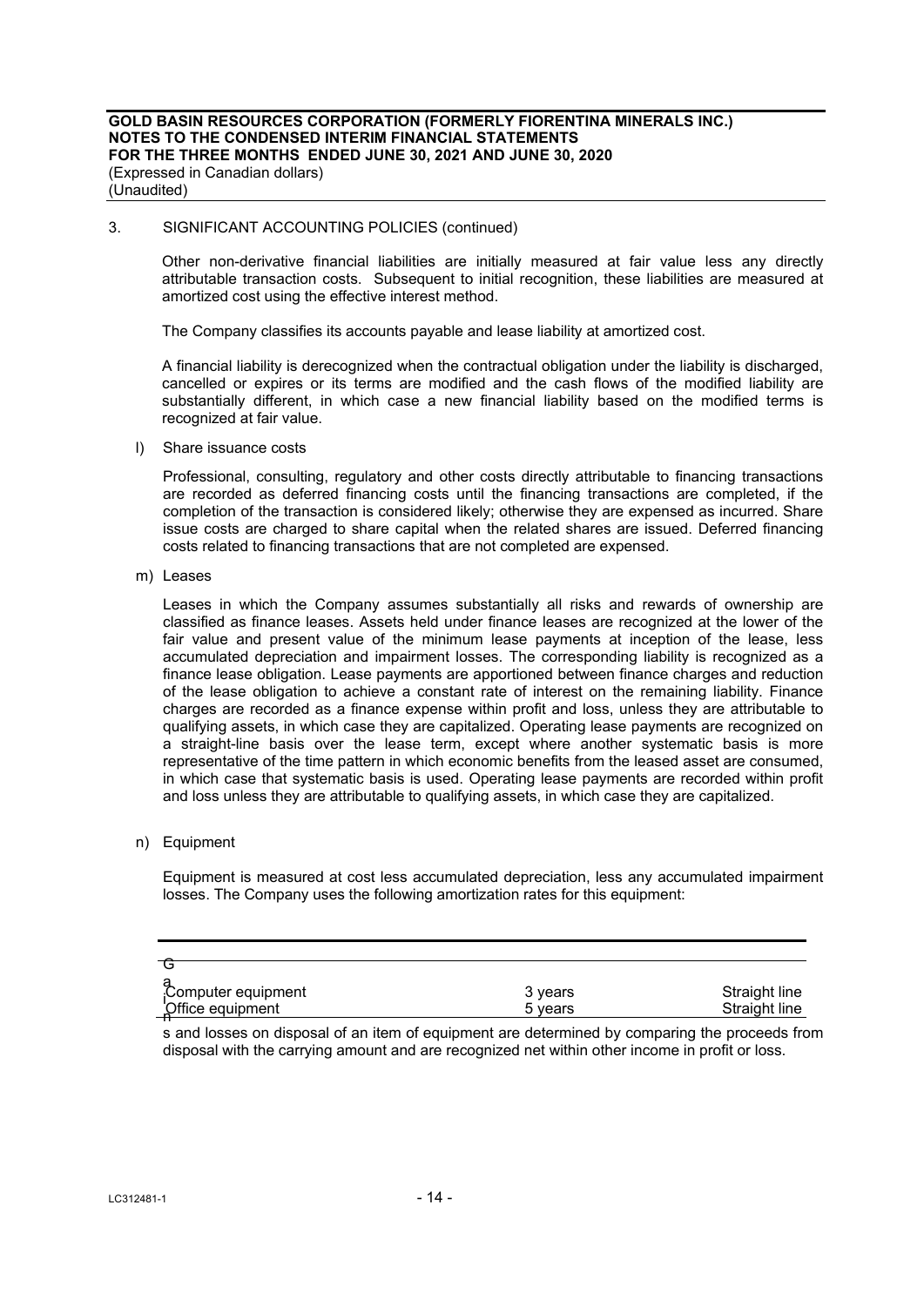**GOLD BASIN RESOURCES CORPORATION (FORMERLY FIORENTINA MINERALS INC.)**
**NOTES TO THE CONDENSED INTERIM FINANCIAL STATEMENTS**
**FOR THE THREE MONTHS ENDED JUNE 30, 2021 AND JUNE 30, 2020**
(Expressed in Canadian dollars)
(Unaudited)

3. SIGNIFICANT ACCOUNTING POLICIES (continued)

Other non-derivative financial liabilities are initially measured at fair value less any directly attributable transaction costs. Subsequent to initial recognition, these liabilities are measured at amortized cost using the effective interest method.

The Company classifies its accounts payable and lease liability at amortized cost.

A financial liability is derecognized when the contractual obligation under the liability is discharged, cancelled or expires or its terms are modified and the cash flows of the modified liability are substantially different, in which case a new financial liability based on the modified terms is recognized at fair value.

l) Share issuance costs

Professional, consulting, regulatory and other costs directly attributable to financing transactions are recorded as deferred financing costs until the financing transactions are completed, if the completion of the transaction is considered likely; otherwise they are expensed as incurred. Share issue costs are charged to share capital when the related shares are issued. Deferred financing costs related to financing transactions that are not completed are expensed.

m) Leases

Leases in which the Company assumes substantially all risks and rewards of ownership are classified as finance leases. Assets held under finance leases are recognized at the lower of the fair value and present value of the minimum lease payments at inception of the lease, less accumulated depreciation and impairment losses. The corresponding liability is recognized as a finance lease obligation. Lease payments are apportioned between finance charges and reduction of the lease obligation to achieve a constant rate of interest on the remaining liability. Finance charges are recorded as a finance expense within profit and loss, unless they are attributable to qualifying assets, in which case they are capitalized. Operating lease payments are recognized on a straight-line basis over the lease term, except where another systematic basis is more representative of the time pattern in which economic benefits from the leased asset are consumed, in which case that systematic basis is used. Operating lease payments are recorded within profit and loss unless they are attributable to qualifying assets, in which case they are capitalized.

n) Equipment

Equipment is measured at cost less accumulated depreciation, less any accumulated impairment losses. The Company uses the following amortization rates for this equipment:

| | | |
|---|---|---|
| Computer equipment | 3 years | Straight line |
| Office equipment | 5 years | Straight line |

Gains and losses on disposal of an item of equipment are determined by comparing the proceeds from disposal with the carrying amount and are recognized net within other income in profit or loss.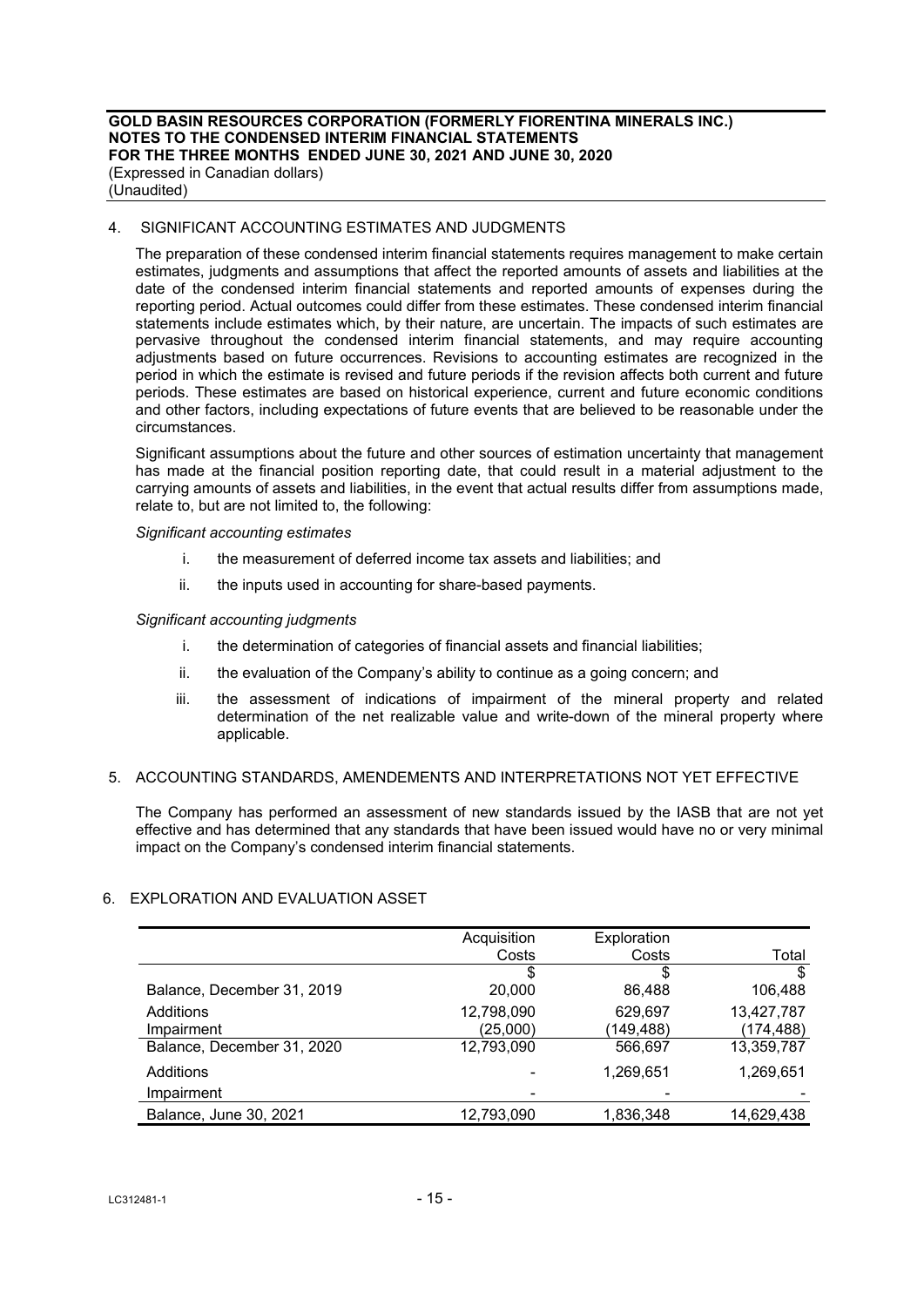## 4. SIGNIFICANT ACCOUNTING ESTIMATES AND JUDGMENTS

The preparation of these condensed interim financial statements requires management to make certain estimates, judgments and assumptions that affect the reported amounts of assets and liabilities at the date of the condensed interim financial statements and reported amounts of expenses during the reporting period. Actual outcomes could differ from these estimates. These condensed interim financial statements include estimates which, by their nature, are uncertain. The impacts of such estimates are pervasive throughout the condensed interim financial statements, and may require accounting adjustments based on future occurrences. Revisions to accounting estimates are recognized in the period in which the estimate is revised and future periods if the revision affects both current and future periods. These estimates are based on historical experience, current and future economic conditions and other factors, including expectations of future events that are believed to be reasonable under the circumstances.

Significant assumptions about the future and other sources of estimation uncertainty that management has made at the financial position reporting date, that could result in a material adjustment to the carrying amounts of assets and liabilities, in the event that actual results differ from assumptions made, relate to, but are not limited to, the following:

*Significant accounting estimates*

i. the measurement of deferred income tax assets and liabilities; and
ii. the inputs used in accounting for share-based payments.

*Significant accounting judgments*

i. the determination of categories of financial assets and financial liabilities;
ii. the evaluation of the Company's ability to continue as a going concern; and
iii. the assessment of indications of impairment of the mineral property and related determination of the net realizable value and write-down of the mineral property where applicable.

## 5. ACCOUNTING STANDARDS, AMENDEMENTS AND INTERPRETATIONS NOT YET EFFECTIVE

The Company has performed an assessment of new standards issued by the IASB that are not yet effective and has determined that any standards that have been issued would have no or very minimal impact on the Company's condensed interim financial statements.

## 6. EXPLORATION AND EVALUATION ASSET

| | Acquisition Costs | Exploration Costs | Total |
|---|---|---|---|
| | $ | $ | $ |
| Balance, December 31, 2019 | 20,000 | 86,488 | 106,488 |
| Additions | 12,798,090 | 629,697 | 13,427,787 |
| Impairment | (25,000) | (149,488) | (174,488) |
| Balance, December 31, 2020 | 12,793,090 | 566,697 | 13,359,787 |
| Additions | - | 1,269,651 | 1,269,651 |
| Impairment | - | - | - |
| Balance, June 30, 2021 | 12,793,090 | 1,836,348 | 14,629,438 |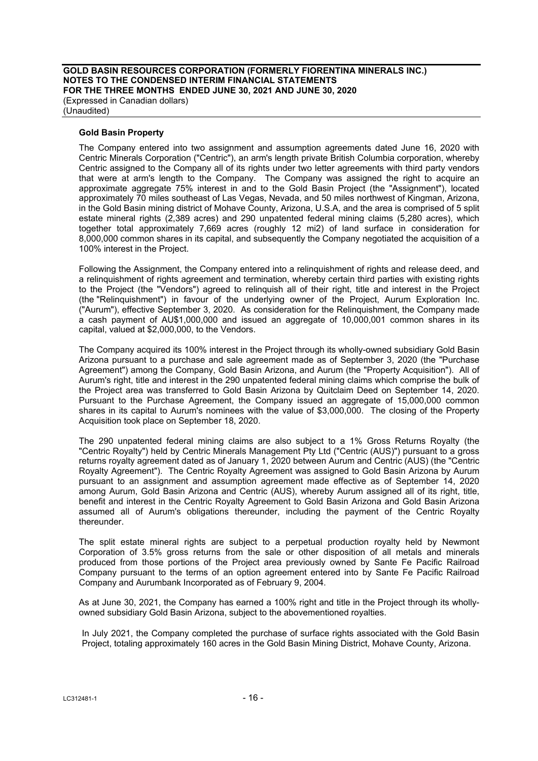**Gold Basin Property**

The Company entered into two assignment and assumption agreements dated June 16, 2020 with Centric Minerals Corporation ("Centric"), an arm's length private British Columbia corporation, whereby Centric assigned to the Company all of its rights under two letter agreements with third party vendors that were at arm's length to the Company. The Company was assigned the right to acquire an approximate aggregate 75% interest in and to the Gold Basin Project (the "Assignment"), located approximately 70 miles southeast of Las Vegas, Nevada, and 50 miles northwest of Kingman, Arizona, in the Gold Basin mining district of Mohave County, Arizona, U.S.A, and the area is comprised of 5 split estate mineral rights (2,389 acres) and 290 unpatented federal mining claims (5,280 acres), which together total approximately 7,669 acres (roughly 12 mi2) of land surface in consideration for 8,000,000 common shares in its capital, and subsequently the Company negotiated the acquisition of a 100% interest in the Project.

Following the Assignment, the Company entered into a relinquishment of rights and release deed, and a relinquishment of rights agreement and termination, whereby certain third parties with existing rights to the Project (the "Vendors") agreed to relinquish all of their right, title and interest in the Project (the "Relinquishment") in favour of the underlying owner of the Project, Aurum Exploration Inc. ("Aurum"), effective September 3, 2020. As consideration for the Relinquishment, the Company made a cash payment of AU$1,000,000 and issued an aggregate of 10,000,001 common shares in its capital, valued at $2,000,000, to the Vendors.

The Company acquired its 100% interest in the Project through its wholly-owned subsidiary Gold Basin Arizona pursuant to a purchase and sale agreement made as of September 3, 2020 (the "Purchase Agreement") among the Company, Gold Basin Arizona, and Aurum (the "Property Acquisition"). All of Aurum's right, title and interest in the 290 unpatented federal mining claims which comprise the bulk of the Project area was transferred to Gold Basin Arizona by Quitclaim Deed on September 14, 2020. Pursuant to the Purchase Agreement, the Company issued an aggregate of 15,000,000 common shares in its capital to Aurum's nominees with the value of $3,000,000. The closing of the Property Acquisition took place on September 18, 2020.

The 290 unpatented federal mining claims are also subject to a 1% Gross Returns Royalty (the "Centric Royalty") held by Centric Minerals Management Pty Ltd ("Centric (AUS)") pursuant to a gross returns royalty agreement dated as of January 1, 2020 between Aurum and Centric (AUS) (the "Centric Royalty Agreement"). The Centric Royalty Agreement was assigned to Gold Basin Arizona by Aurum pursuant to an assignment and assumption agreement made effective as of September 14, 2020 among Aurum, Gold Basin Arizona and Centric (AUS), whereby Aurum assigned all of its right, title, benefit and interest in the Centric Royalty Agreement to Gold Basin Arizona and Gold Basin Arizona assumed all of Aurum's obligations thereunder, including the payment of the Centric Royalty thereunder.

The split estate mineral rights are subject to a perpetual production royalty held by Newmont Corporation of 3.5% gross returns from the sale or other disposition of all metals and minerals produced from those portions of the Project area previously owned by Sante Fe Pacific Railroad Company pursuant to the terms of an option agreement entered into by Sante Fe Pacific Railroad Company and Aurumbank Incorporated as of February 9, 2004.

As at June 30, 2021, the Company has earned a 100% right and title in the Project through its wholly-owned subsidiary Gold Basin Arizona, subject to the abovementioned royalties.

In July 2021, the Company completed the purchase of surface rights associated with the Gold Basin Project, totaling approximately 160 acres in the Gold Basin Mining District, Mohave County, Arizona.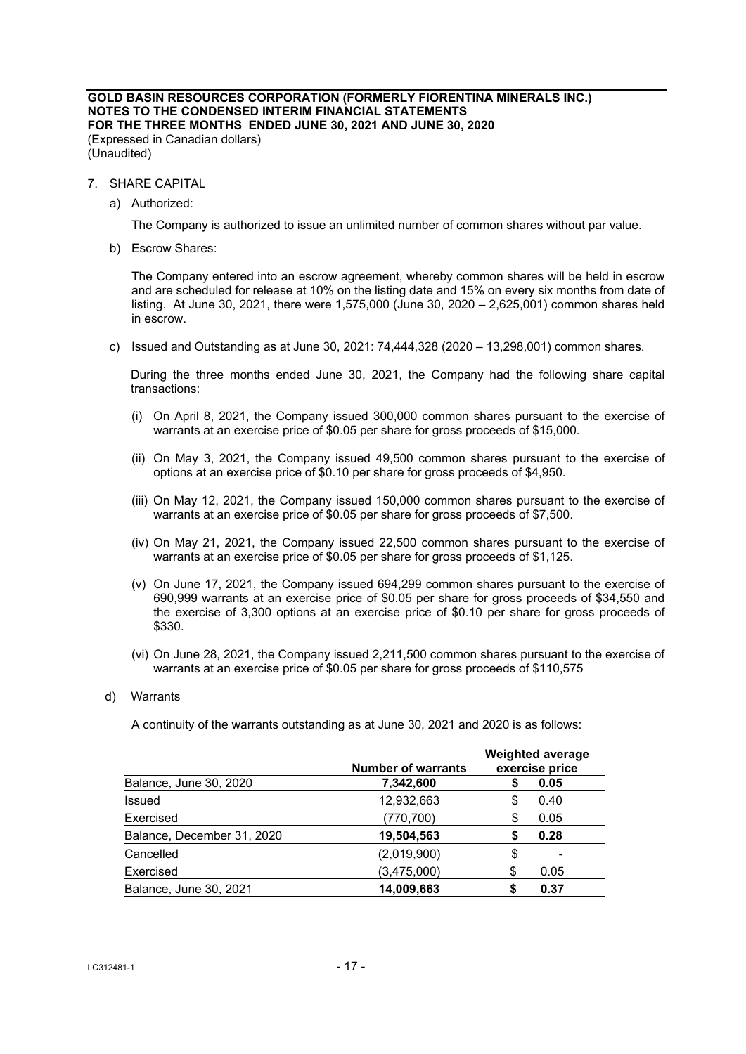7. SHARE CAPITAL

a) Authorized:

The Company is authorized to issue an unlimited number of common shares without par value.

b) Escrow Shares:

The Company entered into an escrow agreement, whereby common shares will be held in escrow and are scheduled for release at 10% on the listing date and 15% on every six months from date of listing. At June 30, 2021, there were 1,575,000 (June 30, 2020 – 2,625,001) common shares held in escrow.

c) Issued and Outstanding as at June 30, 2021: 74,444,328 (2020 – 13,298,001) common shares.

During the three months ended June 30, 2021, the Company had the following share capital transactions:

(i) On April 8, 2021, the Company issued 300,000 common shares pursuant to the exercise of warrants at an exercise price of $0.05 per share for gross proceeds of $15,000.

(ii) On May 3, 2021, the Company issued 49,500 common shares pursuant to the exercise of options at an exercise price of $0.10 per share for gross proceeds of $4,950.

(iii) On May 12, 2021, the Company issued 150,000 common shares pursuant to the exercise of warrants at an exercise price of $0.05 per share for gross proceeds of $7,500.

(iv) On May 21, 2021, the Company issued 22,500 common shares pursuant to the exercise of warrants at an exercise price of $0.05 per share for gross proceeds of $1,125.

(v) On June 17, 2021, the Company issued 694,299 common shares pursuant to the exercise of 690,999 warrants at an exercise price of $0.05 per share for gross proceeds of $34,550 and the exercise of 3,300 options at an exercise price of $0.10 per share for gross proceeds of $330.

(vi) On June 28, 2021, the Company issued 2,211,500 common shares pursuant to the exercise of warrants at an exercise price of $0.05 per share for gross proceeds of $110,575

d) Warrants

A continuity of the warrants outstanding as at June 30, 2021 and 2020 is as follows:

| | Number of warrants | Weighted average exercise price |
|---|---|---|
| Balance, June 30, 2020 | **7,342,600** | **$ 0.05** |
| Issued | 12,932,663 | $ 0.40 |
| Exercised | (770,700) | $ 0.05 |
| Balance, December 31, 2020 | **19,504,563** | **$ 0.28** |
| Cancelled | (2,019,900) | $ - |
| Exercised | (3,475,000) | $ 0.05 |
| Balance, June 30, 2021 | **14,009,663** | **$ 0.37** |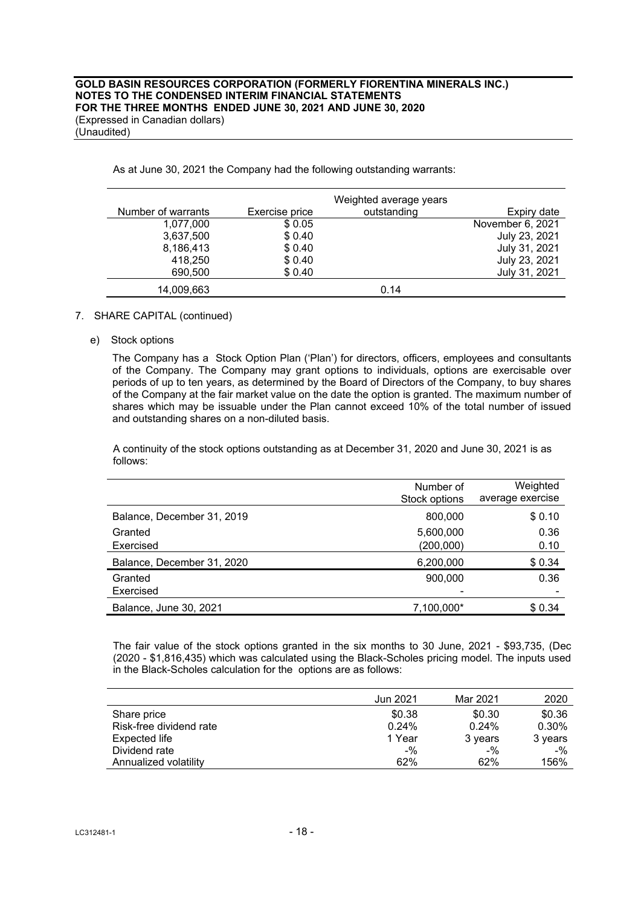As at June 30, 2021 the Company had the following outstanding warrants:

| Number of warrants | Exercise price | Weighted average years outstanding | Expiry date |
|---|---|---|---|
| 1,077,000 | $ 0.05 | | November 6, 2021 |
| 3,637,500 | $ 0.40 | | July 23, 2021 |
| 8,186,413 | $ 0.40 | | July 31, 2021 |
| 418,250 | $ 0.40 | | July 23, 2021 |
| 690,500 | $ 0.40 | | July 31, 2021 |
| 14,009,663 | | 0.14 | |

7. SHARE CAPITAL (continued)

e) Stock options

The Company has a Stock Option Plan ('Plan') for directors, officers, employees and consultants of the Company. The Company may grant options to individuals, options are exercisable over periods of up to ten years, as determined by the Board of Directors of the Company, to buy shares of the Company at the fair market value on the date the option is granted. The maximum number of shares which may be issuable under the Plan cannot exceed 10% of the total number of issued and outstanding shares on a non-diluted basis.

A continuity of the stock options outstanding as at December 31, 2020 and June 30, 2021 is as follows:

| | Number of Stock options | Weighted average exercise |
|---|---|---|
| Balance, December 31, 2019 | 800,000 | $ 0.10 |
| Granted | 5,600,000 | 0.36 |
| Exercised | (200,000) | 0.10 |
| Balance, December 31, 2020 | 6,200,000 | $ 0.34 |
| Granted | 900,000 | 0.36 |
| Exercised | - | - |
| Balance, June 30, 2021 | 7,100,000* | $ 0.34 |

The fair value of the stock options granted in the six months to 30 June, 2021 - $93,735, (Dec (2020 - $1,816,435) which was calculated using the Black-Scholes pricing model. The inputs used in the Black-Scholes calculation for the options are as follows:

| | Jun 2021 | Mar 2021 | 2020 |
|---|---|---|---|
| Share price | $0.38 | $0.30 | $0.36 |
| Risk-free dividend rate | 0.24% | 0.24% | 0.30% |
| Expected life | 1 Year | 3 years | 3 years |
| Dividend rate | -% | -% | -% |
| Annualized volatility | 62% | 62% | 156% |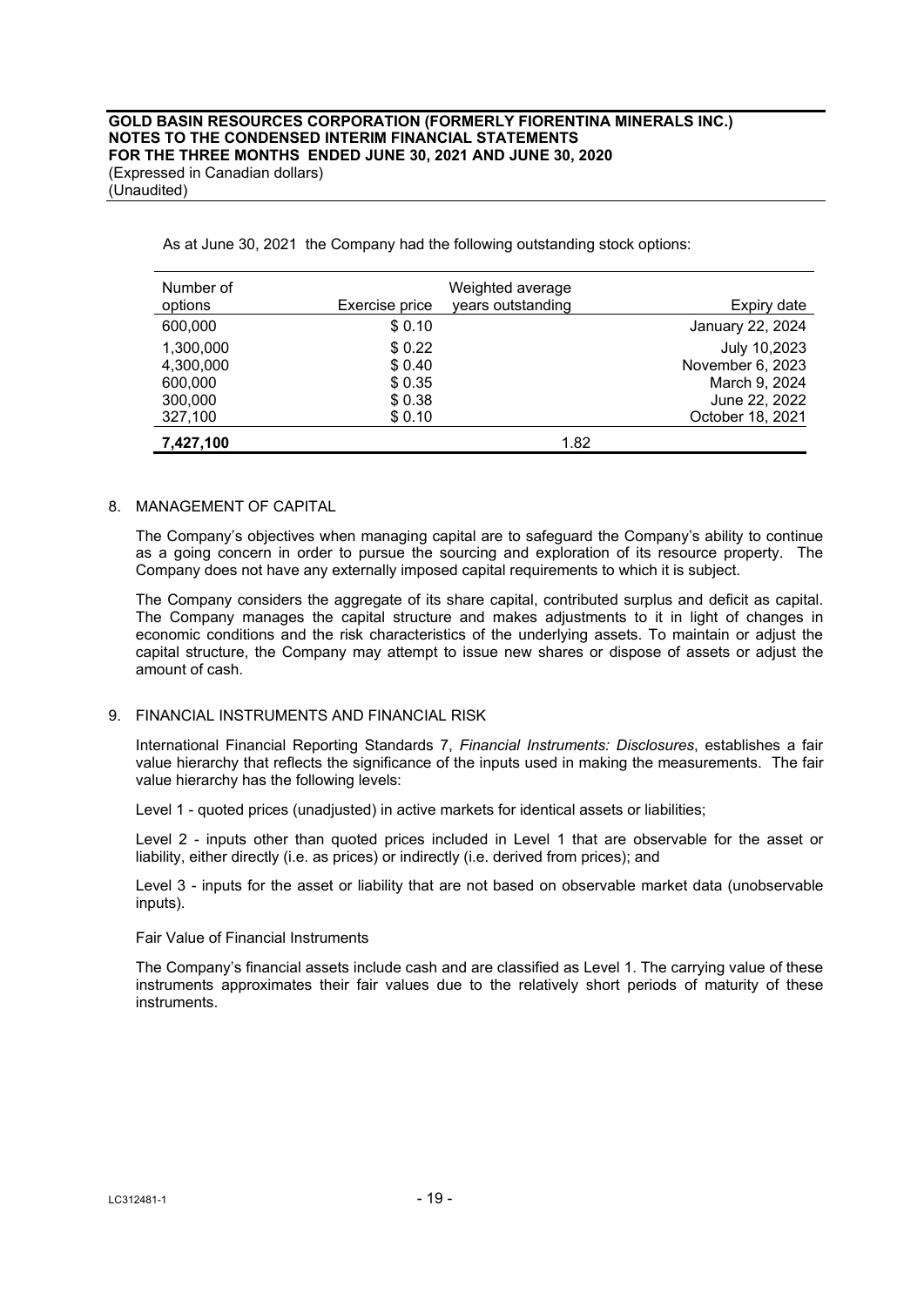As at June 30, 2021 the Company had the following outstanding stock options:

| Number of options | Exercise price | Weighted average years outstanding | Expiry date |
|---|---|---|---|
| 600,000 | $ 0.10 | | January 22, 2024 |
| 1,300,000 | $ 0.22 | | July 10,2023 |
| 4,300,000 | $ 0.40 | | November 6, 2023 |
| 600,000 | $ 0.35 | | March 9, 2024 |
| 300,000 | $ 0.38 | | June 22, 2022 |
| 327,100 | $ 0.10 | | October 18, 2021 |
| **7,427,100** | | 1.82 | |

8. MANAGEMENT OF CAPITAL

The Company's objectives when managing capital are to safeguard the Company's ability to continue as a going concern in order to pursue the sourcing and exploration of its resource property. The Company does not have any externally imposed capital requirements to which it is subject.

The Company considers the aggregate of its share capital, contributed surplus and deficit as capital. The Company manages the capital structure and makes adjustments to it in light of changes in economic conditions and the risk characteristics of the underlying assets. To maintain or adjust the capital structure, the Company may attempt to issue new shares or dispose of assets or adjust the amount of cash.

9. FINANCIAL INSTRUMENTS AND FINANCIAL RISK

International Financial Reporting Standards 7, *Financial Instruments: Disclosures*, establishes a fair value hierarchy that reflects the significance of the inputs used in making the measurements. The fair value hierarchy has the following levels:

Level 1 - quoted prices (unadjusted) in active markets for identical assets or liabilities;

Level 2 - inputs other than quoted prices included in Level 1 that are observable for the asset or liability, either directly (i.e. as prices) or indirectly (i.e. derived from prices); and

Level 3 - inputs for the asset or liability that are not based on observable market data (unobservable inputs).

Fair Value of Financial Instruments

The Company's financial assets include cash and are classified as Level 1. The carrying value of these instruments approximates their fair values due to the relatively short periods of maturity of these instruments.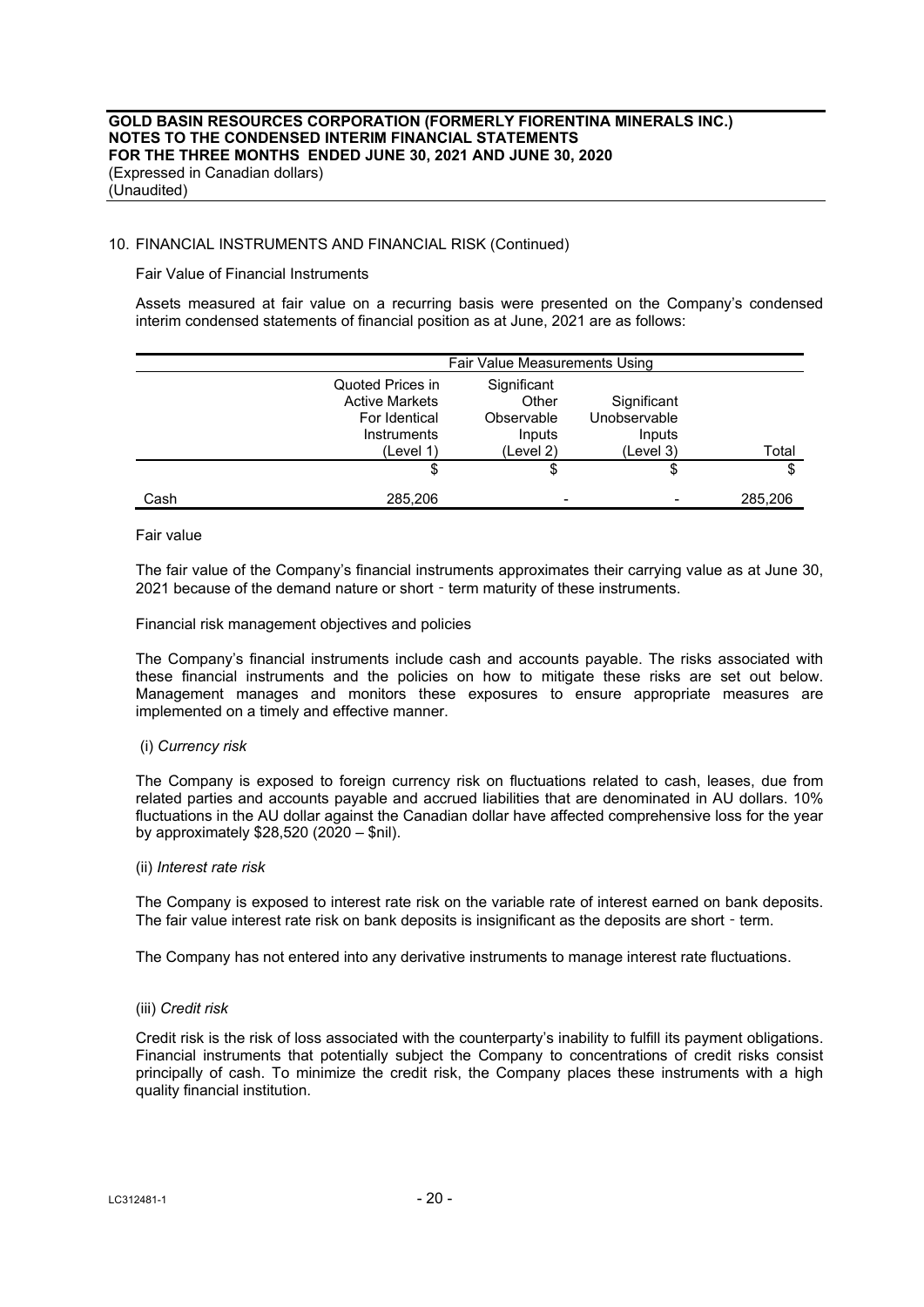## 10. FINANCIAL INSTRUMENTS AND FINANCIAL RISK (Continued)

Fair Value of Financial Instruments

Assets measured at fair value on a recurring basis were presented on the Company's condensed interim condensed statements of financial position as at June, 2021 are as follows:

| | Fair Value Measurements Using | | | |
|---|---|---|---|---|
| | Quoted Prices in Active Markets For Identical Instruments (Level 1) | Significant Other Observable Inputs (Level 2) | Significant Unobservable Inputs (Level 3) | Total |
| | $ | $ | $ | $ |
| Cash | 285,206 | - | - | 285,206 |

Fair value

The fair value of the Company's financial instruments approximates their carrying value as at June 30, 2021 because of the demand nature or short‐term maturity of these instruments.

Financial risk management objectives and policies

The Company's financial instruments include cash and accounts payable. The risks associated with these financial instruments and the policies on how to mitigate these risks are set out below. Management manages and monitors these exposures to ensure appropriate measures are implemented on a timely and effective manner.

(i) *Currency risk*

The Company is exposed to foreign currency risk on fluctuations related to cash, leases, due from related parties and accounts payable and accrued liabilities that are denominated in AU dollars. 10% fluctuations in the AU dollar against the Canadian dollar have affected comprehensive loss for the year by approximately $28,520 (2020 – $nil).

(ii) *Interest rate risk*

The Company is exposed to interest rate risk on the variable rate of interest earned on bank deposits. The fair value interest rate risk on bank deposits is insignificant as the deposits are short‐term.

The Company has not entered into any derivative instruments to manage interest rate fluctuations.

(iii) *Credit risk*

Credit risk is the risk of loss associated with the counterparty's inability to fulfill its payment obligations. Financial instruments that potentially subject the Company to concentrations of credit risks consist principally of cash. To minimize the credit risk, the Company places these instruments with a high quality financial institution.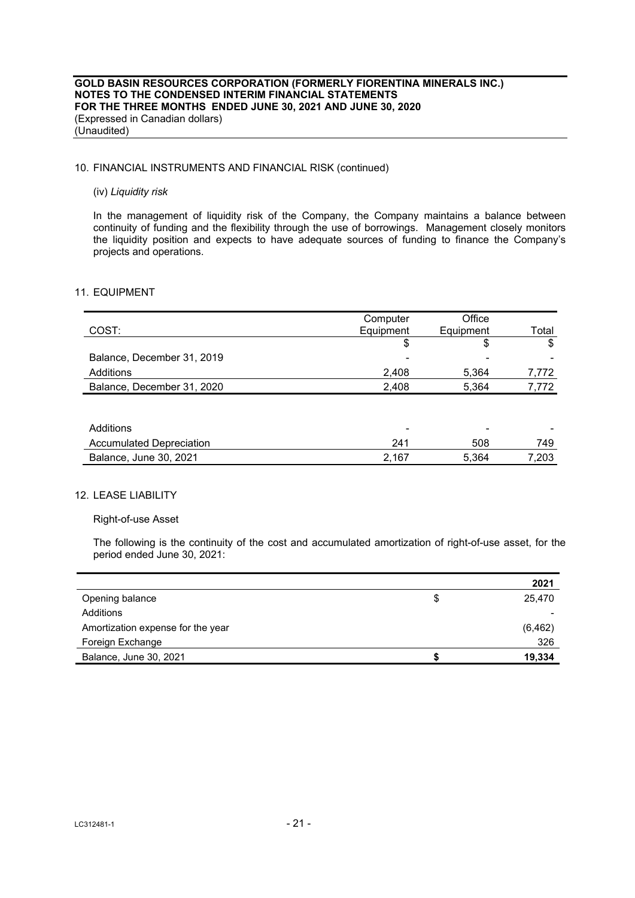## 10. FINANCIAL INSTRUMENTS AND FINANCIAL RISK (continued)

(iv) *Liquidity risk*

In the management of liquidity risk of the Company, the Company maintains a balance between continuity of funding and the flexibility through the use of borrowings. Management closely monitors the liquidity position and expects to have adequate sources of funding to finance the Company's projects and operations.

## 11. EQUIPMENT

| COST: | Computer Equipment | Office Equipment | Total |
|---|---|---|---|
| | $ | $ | $ |
| Balance, December 31, 2019 | - | - | - |
| Additions | 2,408 | 5,364 | 7,772 |
| Balance, December 31, 2020 | 2,408 | 5,364 | 7,772 |
| | | | |
| Additions | - | - | - |
| Accumulated Depreciation | 241 | 508 | 749 |
| Balance, June 30, 2021 | 2,167 | 5,364 | 7,203 |

## 12. LEASE LIABILITY

Right-of-use Asset

The following is the continuity of the cost and accumulated amortization of right-of-use asset, for the period ended June 30, 2021:

| | | **2021** |
|---|---|---|
| Opening balance | $ | 25,470 |
| Additions | | - |
| Amortization expense for the year | | (6,462) |
| Foreign Exchange | | 326 |
| Balance, June 30, 2021 | **$** | **19,334** |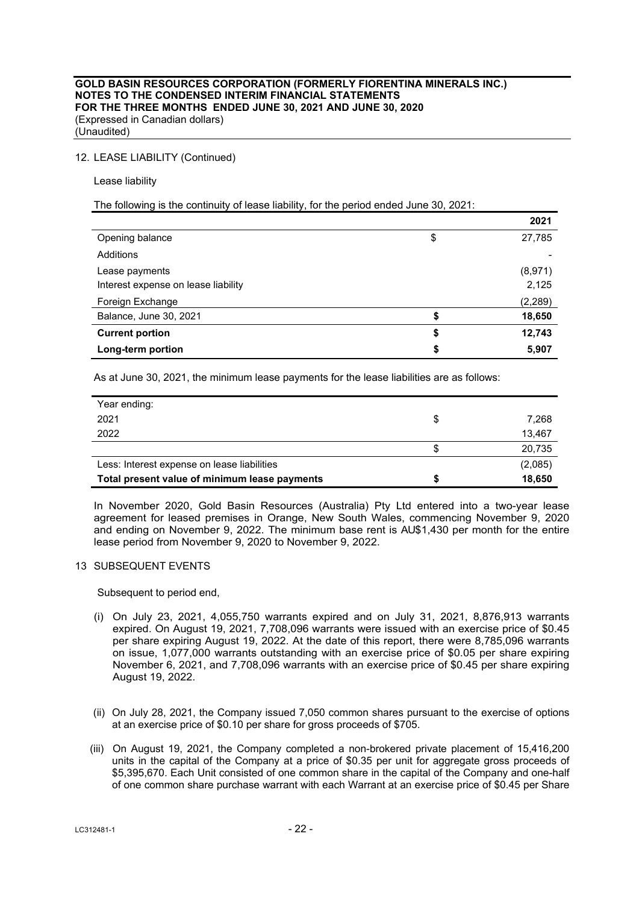## 12. LEASE LIABILITY (Continued)

Lease liability

The following is the continuity of lease liability, for the period ended June 30, 2021:

| | | 2021 |
|---|---|---|
| Opening balance | $ | 27,785 |
| Additions | | - |
| Lease payments | | (8,971) |
| Interest expense on lease liability | | 2,125 |
| Foreign Exchange | | (2,289) |
| Balance, June 30, 2021 | $ | 18,650 |
| **Current portion** | **$** | **12,743** |
| **Long-term portion** | **$** | **5,907** |

As at June 30, 2021, the minimum lease payments for the lease liabilities are as follows:

| Year ending: | | |
|---|---|---|
| 2021 | $ | 7,268 |
| 2022 | | 13,467 |
| | $ | 20,735 |
| Less: Interest expense on lease liabilities | | (2,085) |
| **Total present value of minimum lease payments** | **$** | **18,650** |

In November 2020, Gold Basin Resources (Australia) Pty Ltd entered into a two-year lease agreement for leased premises in Orange, New South Wales, commencing November 9, 2020 and ending on November 9, 2022. The minimum base rent is AU$1,430 per month for the entire lease period from November 9, 2020 to November 9, 2022.

## 13 SUBSEQUENT EVENTS

Subsequent to period end,

(i) On July 23, 2021, 4,055,750 warrants expired and on July 31, 2021, 8,876,913 warrants expired. On August 19, 2021, 7,708,096 warrants were issued with an exercise price of $0.45 per share expiring August 19, 2022. At the date of this report, there were 8,785,096 warrants on issue, 1,077,000 warrants outstanding with an exercise price of $0.05 per share expiring November 6, 2021, and 7,708,096 warrants with an exercise price of $0.45 per share expiring August 19, 2022.

(ii) On July 28, 2021, the Company issued 7,050 common shares pursuant to the exercise of options at an exercise price of $0.10 per share for gross proceeds of $705.

(iii) On August 19, 2021, the Company completed a non-brokered private placement of 15,416,200 units in the capital of the Company at a price of $0.35 per unit for aggregate gross proceeds of $5,395,670. Each Unit consisted of one common share in the capital of the Company and one-half of one common share purchase warrant with each Warrant at an exercise price of $0.45 per Share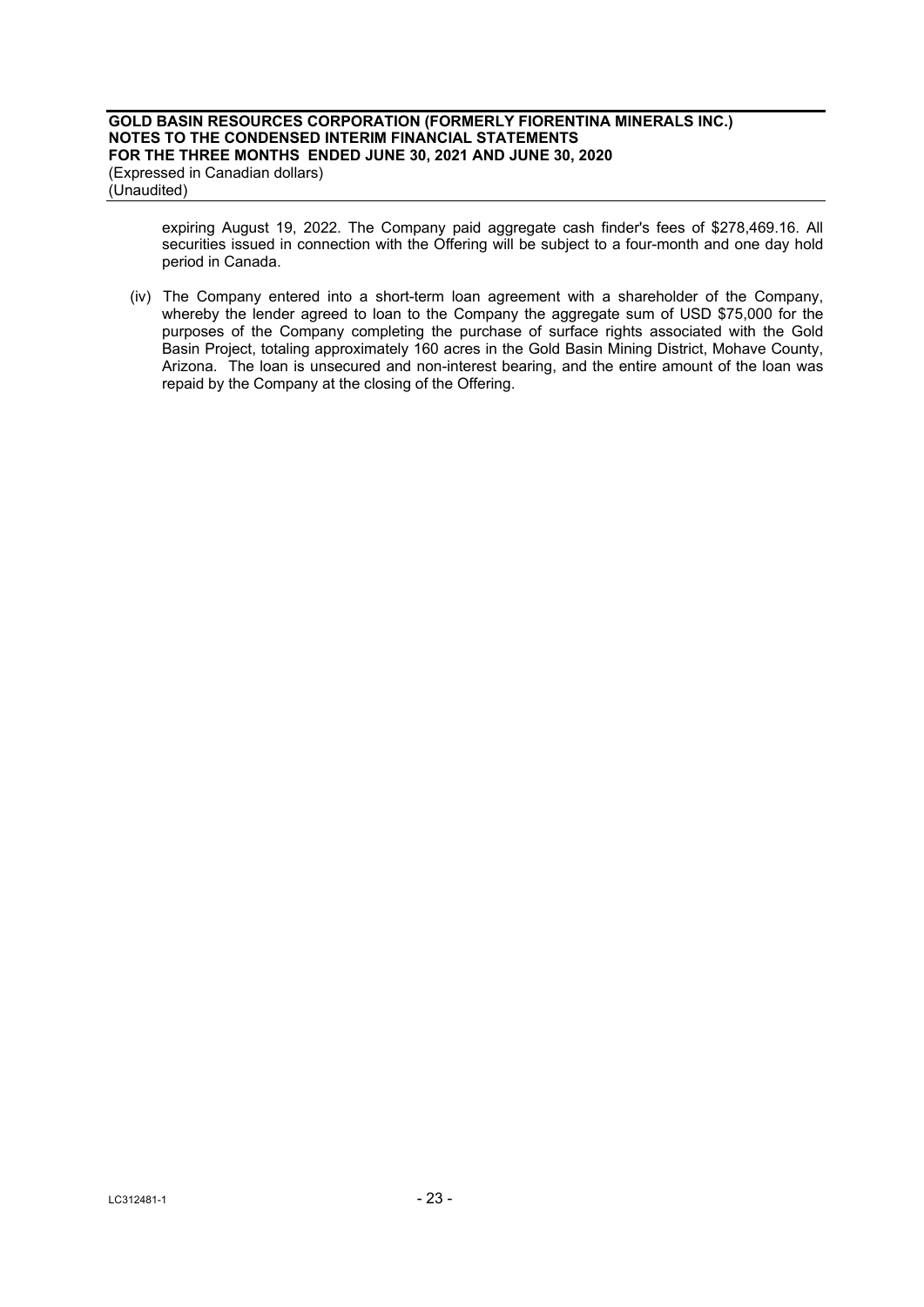expiring August 19, 2022. The Company paid aggregate cash finder's fees of $278,469.16. All securities issued in connection with the Offering will be subject to a four-month and one day hold period in Canada.

(iv) The Company entered into a short-term loan agreement with a shareholder of the Company, whereby the lender agreed to loan to the Company the aggregate sum of USD $75,000 for the purposes of the Company completing the purchase of surface rights associated with the Gold Basin Project, totaling approximately 160 acres in the Gold Basin Mining District, Mohave County, Arizona. The loan is unsecured and non-interest bearing, and the entire amount of the loan was repaid by the Company at the closing of the Offering.